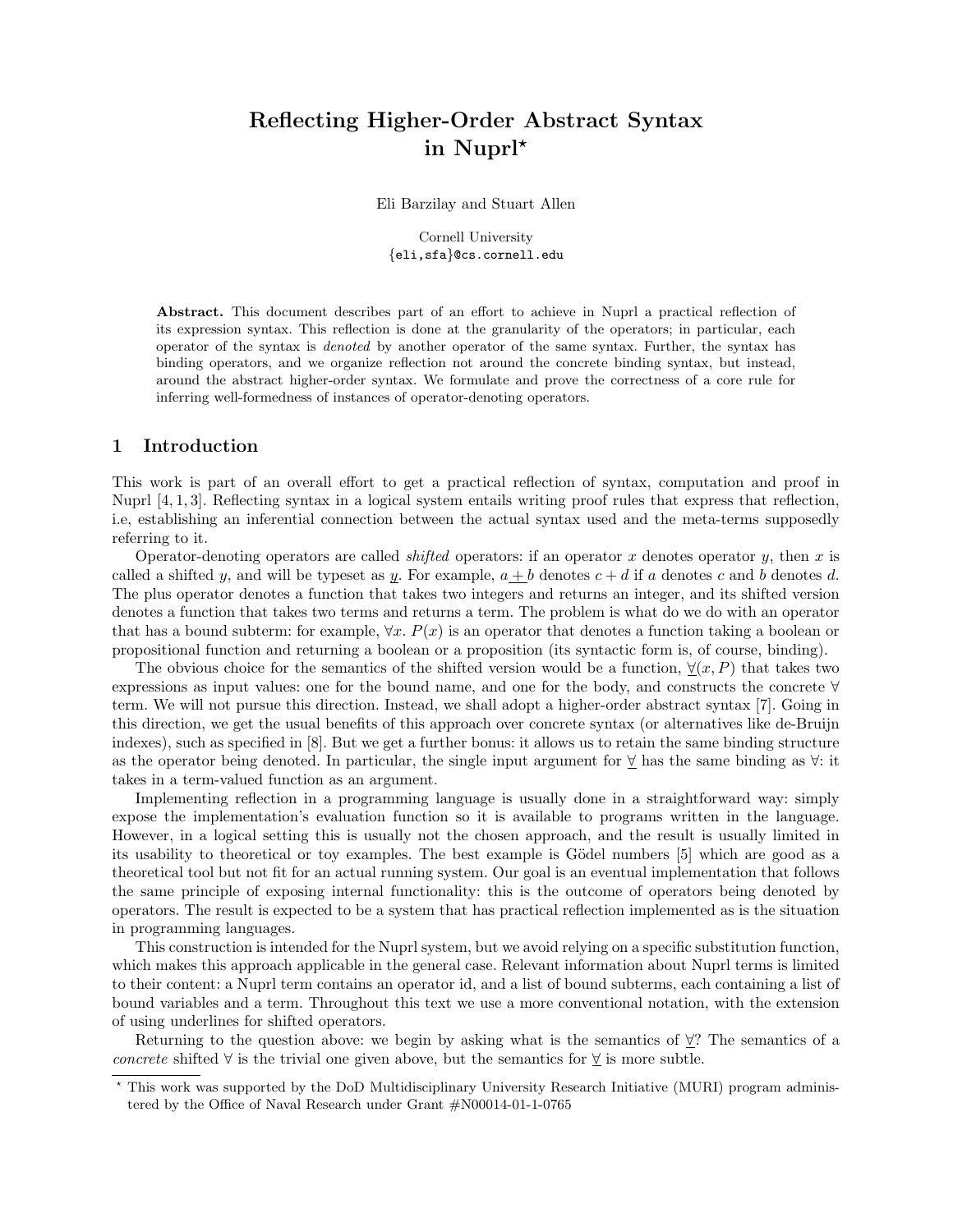# Reflecting Higher-Order Abstract Syntax in Nuprl*

Eli Barzilay and Stuart Allen

Cornell University
{eli,sfa}@cs.cornell.edu

**Abstract.** This document describes part of an effort to achieve in Nuprl a practical reflection of its expression syntax. This reflection is done at the granularity of the operators; in particular, each operator of the syntax is *denoted* by another operator of the same syntax. Further, the syntax has binding operators, and we organize reflection not around the concrete binding syntax, but instead, around the abstract higher-order syntax. We formulate and prove the correctness of a core rule for inferring well-formedness of instances of operator-denoting operators.

## 1 Introduction

This work is part of an overall effort to get a practical reflection of syntax, computation and proof in Nuprl [4, 1, 3]. Reflecting syntax in a logical system entails writing proof rules that express that reflection, i.e, establishing an inferential connection between the actual syntax used and the meta-terms supposedly referring to it.

Operator-denoting operators are called *shifted* operators: if an operator $x$ denotes operator $y$, then $x$ is called a shifted $y$, and will be typeset as $\underline{y}$. For example, $a \mathbin{\underline{+}} b$ denotes $c + d$ if $a$ denotes $c$ and $b$ denotes $d$. The plus operator denotes a function that takes two integers and returns an integer, and its shifted version denotes a function that takes two terms and returns a term. The problem is what do we do with an operator that has a bound subterm: for example, $\forall x.\ P(x)$ is an operator that denotes a function taking a boolean or propositional function and returning a boolean or a proposition (its syntactic form is, of course, binding).

The obvious choice for the semantics of the shifted version would be a function, $\underline{\forall}(x, P)$ that takes two expressions as input values: one for the bound name, and one for the body, and constructs the concrete $\forall$ term. We will not pursue this direction. Instead, we shall adopt a higher-order abstract syntax [7]. Going in this direction, we get the usual benefits of this approach over concrete syntax (or alternatives like de-Bruijn indexes), such as specified in [8]. But we get a further bonus: it allows us to retain the same binding structure as the operator being denoted. In particular, the single input argument for $\underline{\forall}$ has the same binding as $\forall$: it takes in a term-valued function as an argument.

Implementing reflection in a programming language is usually done in a straightforward way: simply expose the implementation's evaluation function so it is available to programs written in the language. However, in a logical setting this is usually not the chosen approach, and the result is usually limited in its usability to theoretical or toy examples. The best example is Gödel numbers [5] which are good as a theoretical tool but not fit for an actual running system. Our goal is an eventual implementation that follows the same principle of exposing internal functionality: this is the outcome of operators being denoted by operators. The result is expected to be a system that has practical reflection implemented as is the situation in programming languages.

This construction is intended for the Nuprl system, but we avoid relying on a specific substitution function, which makes this approach applicable in the general case. Relevant information about Nuprl terms is limited to their content: a Nuprl term contains an operator id, and a list of bound subterms, each containing a list of bound variables and a term. Throughout this text we use a more conventional notation, with the extension of using underlines for shifted operators.

Returning to the question above: we begin by asking what is the semantics of $\underline{\forall}$? The semantics of a *concrete* shifted $\forall$ is the trivial one given above, but the semantics for $\underline{\forall}$ is more subtle.

---

* This work was supported by the DoD Multidisciplinary University Research Initiative (MURI) program administered by the Office of Naval Research under Grant #N00014-01-1-0765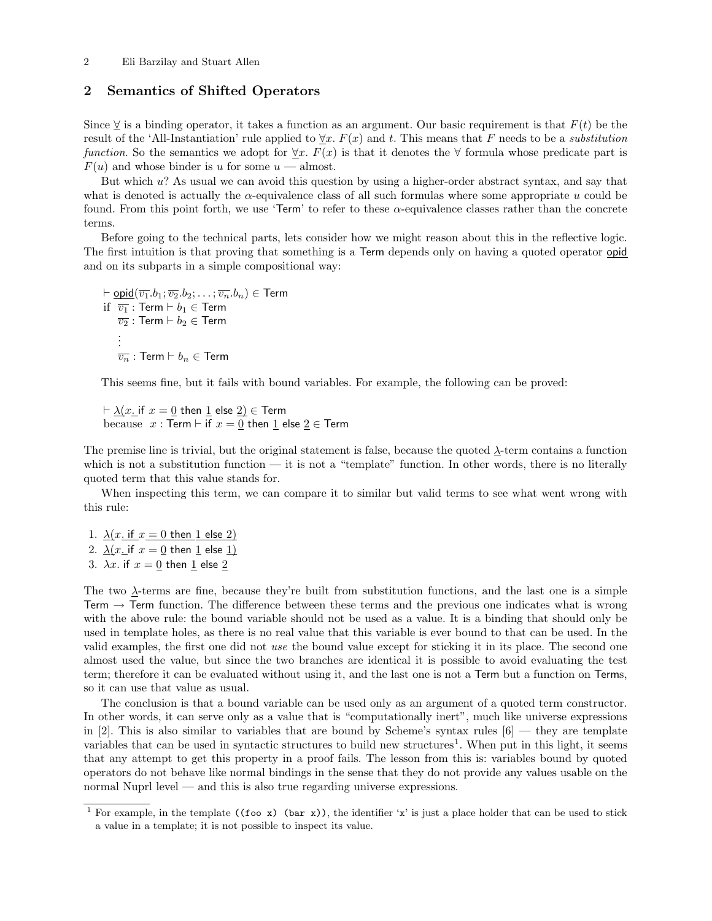## 2 Semantics of Shifted Operators

Since $\underline{\forall}$ is a binding operator, it takes a function as an argument. Our basic requirement is that $F(t)$ be the result of the 'All-Instantiation' rule applied to $\underline{\forall}x.\ F(x)$ and $t$. This means that $F$ needs to be a *substitution function*. So the semantics we adopt for $\underline{\forall}x.\ F(x)$ is that it denotes the $\forall$ formula whose predicate part is $F(u)$ and whose binder is $u$ for some $u$ — almost.

But which $u$? As usual we can avoid this question by using a higher-order abstract syntax, and say that what is denoted is actually the $\alpha$-equivalence class of all such formulas where some appropriate $u$ could be found. From this point forth, we use 'Term' to refer to these $\alpha$-equivalence classes rather than the concrete terms.

Before going to the technical parts, lets consider how we might reason about this in the reflective logic. The first intuition is that proving that something is a Term depends only on having a quoted operator $\underline{\mathsf{opid}}$ and on its subparts in a simple compositional way:

$$
\begin{array}{l}
\vdash \underline{\mathsf{opid}}(\overline{v_1}.b_1; \overline{v_2}.b_2; \ldots; \overline{v_n}.b_n) \in \mathsf{Term} \\
\text{if } \ \overline{v_1} : \mathsf{Term} \vdash b_1 \in \mathsf{Term} \\
\quad\ \ \overline{v_2} : \mathsf{Term} \vdash b_2 \in \mathsf{Term} \\
\quad\ \ \vdots \\
\quad\ \ \overline{v_n} : \mathsf{Term} \vdash b_n \in \mathsf{Term}
\end{array}
$$

This seems fine, but it fails with bound variables. For example, the following can be proved:

$$
\begin{array}{l}
\vdash \underline{\lambda}(x.\ \mathsf{if}\ x = \underline{0}\ \mathsf{then}\ \underline{1}\ \mathsf{else}\ \underline{2}) \in \mathsf{Term} \\
\text{because } \ x : \mathsf{Term} \vdash \mathsf{if}\ x = \underline{0}\ \mathsf{then}\ \underline{1}\ \mathsf{else}\ \underline{2} \in \mathsf{Term}
\end{array}
$$

The premise line is trivial, but the original statement is false, because the quoted $\underline{\lambda}$-term contains a function which is not a substitution function — it is not a "template" function. In other words, there is no literally quoted term that this value stands for.

When inspecting this term, we can compare it to similar but valid terms to see what went wrong with this rule:

1. $\underline{\lambda(x.\ \mathsf{if}\ x = 0\ \mathsf{then}\ 1\ \mathsf{else}\ 2)}$
2. $\underline{\lambda}(x.\ \mathsf{if}\ x = \underline{0}\ \mathsf{then}\ \underline{1}\ \mathsf{else}\ \underline{1})$
3. $\lambda x.\ \mathsf{if}\ x = \underline{0}\ \mathsf{then}\ \underline{1}\ \mathsf{else}\ \underline{2}$

The two $\underline{\lambda}$-terms are fine, because they're built from substitution functions, and the last one is a simple $\mathsf{Term} \to \mathsf{Term}$ function. The difference between these terms and the previous one indicates what is wrong with the above rule: the bound variable should not be used as a value. It is a binding that should only be used in template holes, as there is no real value that this variable is ever bound to that can be used. In the valid examples, the first one did not *use* the bound value except for sticking it in its place. The second one almost used the value, but since the two branches are identical it is possible to avoid evaluating the test term; therefore it can be evaluated without using it, and the last one is not a Term but a function on Terms, so it can use that value as usual.

The conclusion is that a bound variable can be used only as an argument of a quoted term constructor. In other words, it can serve only as a value that is "computationally inert", much like universe expressions in [2]. This is also similar to variables that are bound by Scheme's syntax rules [6] — they are template variables that can be used in syntactic structures to build new structures[1]. When put in this light, it seems that any attempt to get this property in a proof fails. The lesson from this is: variables bound by quoted operators do not behave like normal bindings in the sense that they do not provide any values usable on the normal Nuprl level — and this is also true regarding universe expressions.

[1] For example, in the template `((foo x) (bar x))`, the identifier '`x`' is just a place holder that can be used to stick a value in a template; it is not possible to inspect its value.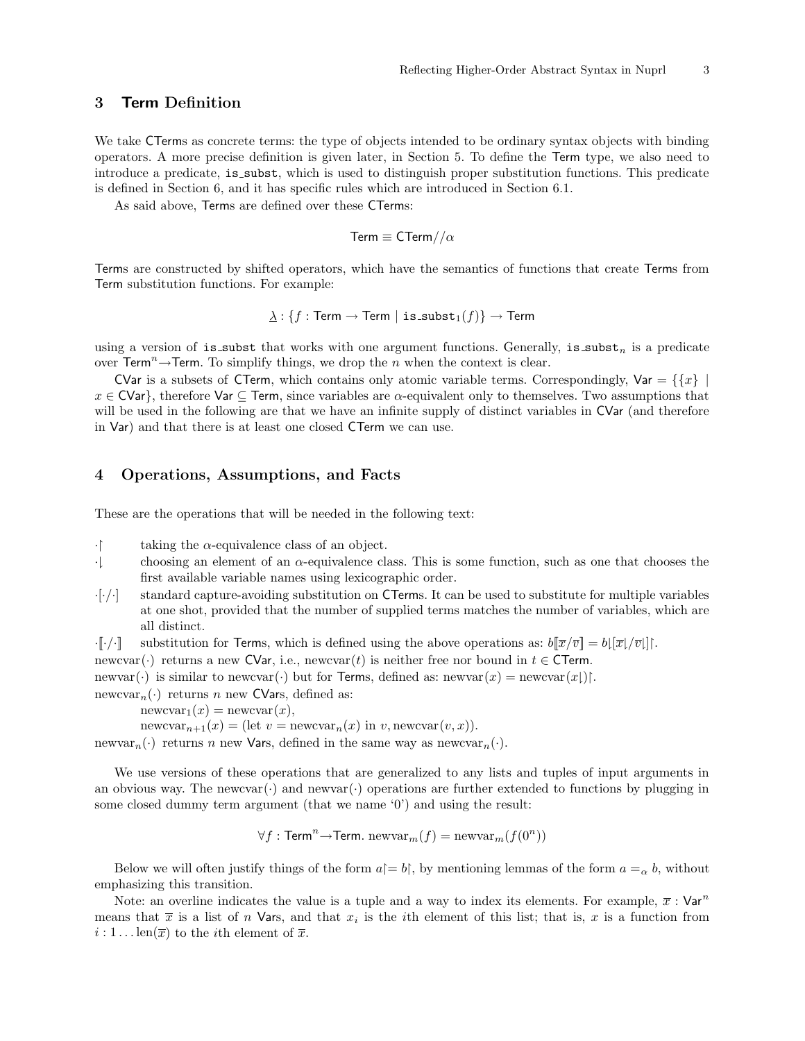## 3 Term Definition

We take CTerms as concrete terms: the type of objects intended to be ordinary syntax objects with binding operators. A more precise definition is given later, in Section 5. To define the Term type, we also need to introduce a predicate, `is_subst`, which is used to distinguish proper substitution functions. This predicate is defined in Section 6, and it has specific rules which are introduced in Section 6.1.

As said above, Terms are defined over these CTerms:

$$\mathsf{Term} \equiv \mathsf{CTerm}//\alpha$$

Terms are constructed by shifted operators, which have the semantics of functions that create Terms from Term substitution functions. For example:

$$\underline{\lambda} : \{f : \mathsf{Term} \rightarrow \mathsf{Term} \mid \mathtt{is\_subst}_1(f)\} \rightarrow \mathsf{Term}$$

using a version of `is_subst` that works with one argument functions. Generally, $\mathtt{is\_subst}_n$ is a predicate over $\mathsf{Term}^n \rightarrow \mathsf{Term}$. To simplify things, we drop the $n$ when the context is clear.

CVar is a subsets of CTerm, which contains only atomic variable terms. Correspondingly, $\mathsf{Var} = \{\{x\} \mid x \in \mathsf{CVar}\}$, therefore $\mathsf{Var} \subseteq \mathsf{Term}$, since variables are $\alpha$-equivalent only to themselves. Two assumptions that will be used in the following are that we have an infinite supply of distinct variables in CVar (and therefore in Var) and that there is at least one closed CTerm we can use.

## 4 Operations, Assumptions, and Facts

These are the operations that will be needed in the following text:

- $\cdot\!\upharpoonleft$ taking the $\alpha$-equivalence class of an object.
- $\cdot\!\downharpoonleft$ choosing an element of an $\alpha$-equivalence class. This is some function, such as one that chooses the first available variable names using lexicographic order.
- $\cdot[\cdot/\cdot]$ standard capture-avoiding substitution on CTerms. It can be used to substitute for multiple variables at one shot, provided that the number of supplied terms matches the number of variables, which are all distinct.
- $\cdot[\![\cdot/\cdot]\!]$ substitution for Terms, which is defined using the above operations as: $b[\![\overline{x}/\overline{v}]\!] = b\!\downharpoonleft\![\overline{x}\!\downharpoonleft/\overline{v}\!\downharpoonleft]\!\upharpoonleft$.
- $\mathrm{newcvar}(\cdot)$ returns a new CVar, i.e., $\mathrm{newcvar}(t)$ is neither free nor bound in $t \in \mathsf{CTerm}$.
- $\mathrm{newvar}(\cdot)$ is similar to $\mathrm{newcvar}(\cdot)$ but for Terms, defined as: $\mathrm{newvar}(x) = \mathrm{newcvar}(x\!\downharpoonleft)\!\upharpoonleft$.
- $\mathrm{newcvar}_n(\cdot)$ returns $n$ new CVars, defined as:
  - $\mathrm{newcvar}_1(x) = \mathrm{newcvar}(x)$,
  - $\mathrm{newcvar}_{n+1}(x) = (\text{let } v = \mathrm{newcvar}_n(x) \text{ in } v, \mathrm{newcvar}(v, x))$.
- $\mathrm{newvar}_n(\cdot)$ returns $n$ new Vars, defined in the same way as $\mathrm{newcvar}_n(\cdot)$.

We use versions of these operations that are generalized to any lists and tuples of input arguments in an obvious way. The $\mathrm{newcvar}(\cdot)$ and $\mathrm{newvar}(\cdot)$ operations are further extended to functions by plugging in some closed dummy term argument (that we name '0') and using the result:

$$\forall f : \mathsf{Term}^n \rightarrow \mathsf{Term}.\ \mathrm{newvar}_m(f) = \mathrm{newvar}_m(f(0^n))$$

Below we will often justify things of the form $a\!\upharpoonleft = b\!\upharpoonleft$, by mentioning lemmas of the form $a =_\alpha b$, without emphasizing this transition.

Note: an overline indicates the value is a tuple and a way to index its elements. For example, $\overline{x} : \mathsf{Var}^n$ means that $\overline{x}$ is a list of $n$ Vars, and that $x_i$ is the $i$th element of this list; that is, $x$ is a function from $i : 1 \ldots \mathrm{len}(\overline{x})$ to the $i$th element of $\overline{x}$.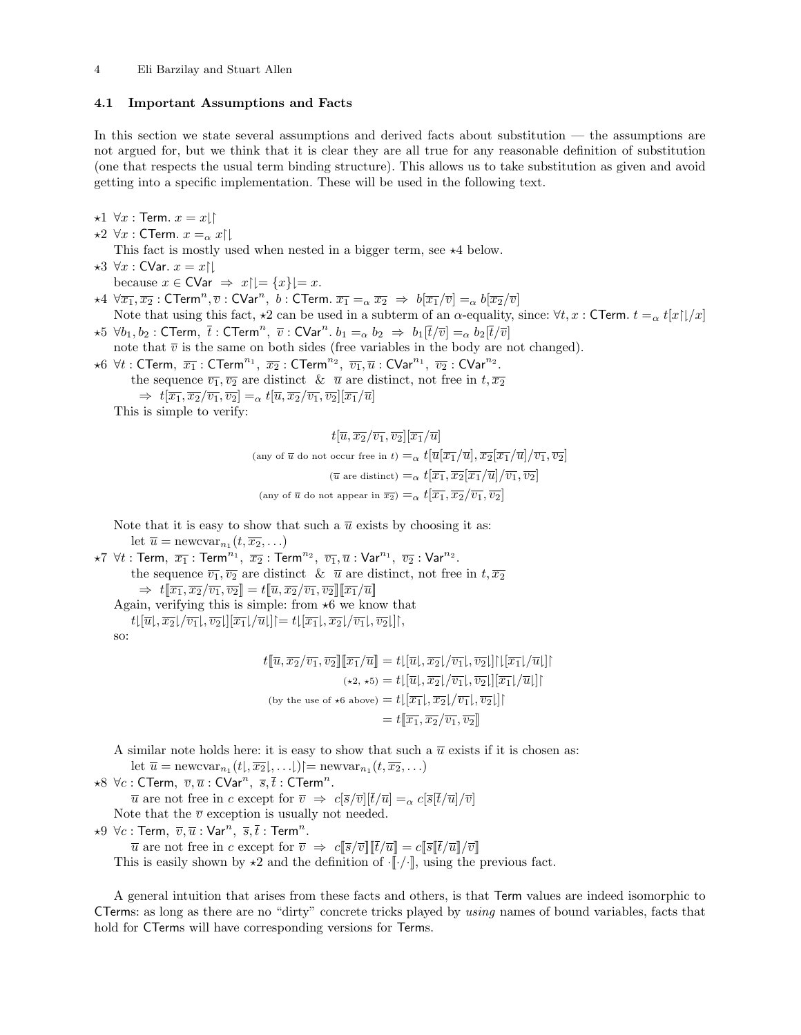### 4.1 Important Assumptions and Facts

In this section we state several assumptions and derived facts about substitution — the assumptions are not argued for, but we think that it is clear they are all true for any reasonable definition of substitution (one that respects the usual term binding structure). This allows us to take substitution as given and avoid getting into a specific implementation. These will be used in the following text.

$\star 1$ $\forall x : \mathsf{Term}.\ x = x{\downharpoonleft}{\upharpoonright}$

$\star 2$ $\forall x : \mathsf{CTerm}.\ x =_\alpha x{\upharpoonright}{\downharpoonleft}$

This fact is mostly used when nested in a bigger term, see $\star 4$ below.

$\star 3$ $\forall x : \mathsf{CVar}.\ x = x{\upharpoonright}{\downharpoonleft}$

because $x \in \mathsf{CVar} \Rightarrow x{\upharpoonright}{\downharpoonleft} = \{x\}{\downharpoonleft} = x$.

$\star 4$ $\forall \overline{x_1}, \overline{x_2} : \mathsf{CTerm}^n, \overline{v} : \mathsf{CVar}^n,\ b : \mathsf{CTerm}.\ \overline{x_1} =_\alpha \overline{x_2} \Rightarrow b[\overline{x_1}/\overline{v}] =_\alpha b[\overline{x_2}/\overline{v}]$

Note that using this fact, $\star 2$ can be used in a subterm of an $\alpha$-equality, since: $\forall t, x : \mathsf{CTerm}.\ t =_\alpha t[x{\upharpoonright}{\downharpoonleft}/x]$

$\star 5$ $\forall b_1, b_2 : \mathsf{CTerm},\ \overline{t} : \mathsf{CTerm}^n,\ \overline{v} : \mathsf{CVar}^n.\ b_1 =_\alpha b_2 \Rightarrow b_1[\overline{t}/\overline{v}] =_\alpha b_2[\overline{t}/\overline{v}]$

note that $\overline{v}$ is the same on both sides (free variables in the body are not changed).

$\star 6$ $\forall t : \mathsf{CTerm},\ \overline{x_1} : \mathsf{CTerm}^{n_1},\ \overline{x_2} : \mathsf{CTerm}^{n_2},\ \overline{v_1}, \overline{u} : \mathsf{CVar}^{n_1},\ \overline{v_2} : \mathsf{CVar}^{n_2}.$

the sequence $\overline{v_1}, \overline{v_2}$ are distinct & $\overline{u}$ are distinct, not free in $t, \overline{x_2}$

$\Rightarrow t[\overline{x_1}, \overline{x_2}/\overline{v_1}, \overline{v_2}] =_\alpha t[\overline{u}, \overline{x_2}/\overline{v_1}, \overline{v_2}][\overline{x_1}/\overline{u}]$

This is simple to verify:

$$
\begin{aligned}
& t[\overline{u}, \overline{x_2}/\overline{v_1}, \overline{v_2}][\overline{x_1}/\overline{u}] \\
\text{(any of } \overline{u} \text{ do not occur free in } t) &=_\alpha t[\overline{u}[\overline{x_1}/\overline{u}], \overline{x_2}[\overline{x_1}/\overline{u}]/\overline{v_1}, \overline{v_2}] \\
(\overline{u} \text{ are distinct}) &=_\alpha t[\overline{x_1}, \overline{x_2}[\overline{x_1}/\overline{u}]/\overline{v_1}, \overline{v_2}] \\
\text{(any of } \overline{u} \text{ do not appear in } \overline{x_2}) &=_\alpha t[\overline{x_1}, \overline{x_2}/\overline{v_1}, \overline{v_2}]
\end{aligned}
$$

Note that it is easy to show that such a $\overline{u}$ exists by choosing it as:

let $\overline{u} = \mathrm{newcvar}_{n_1}(t, \overline{x_2}, \ldots)$

$\star 7$ $\forall t : \mathsf{Term},\ \overline{x_1} : \mathsf{Term}^{n_1},\ \overline{x_2} : \mathsf{Term}^{n_2},\ \overline{v_1}, \overline{u} : \mathsf{Var}^{n_1},\ \overline{v_2} : \mathsf{Var}^{n_2}.$

the sequence $\overline{v_1}, \overline{v_2}$ are distinct & $\overline{u}$ are distinct, not free in $t, \overline{x_2}$

$\Rightarrow t[\![\overline{x_1}, \overline{x_2}/\overline{v_1}, \overline{v_2}]\!] = t[\![\overline{u}, \overline{x_2}/\overline{v_1}, \overline{v_2}]\!][\![\overline{x_1}/\overline{u}]\!]$

Again, verifying this is simple: from $\star 6$ we know that

$t{\downharpoonleft}[\overline{u}{\downharpoonleft}, \overline{x_2}{\downharpoonleft}/\overline{v_1}{\downharpoonleft}, \overline{v_2}{\downharpoonleft}][\overline{x_1}{\downharpoonleft}/\overline{u}{\downharpoonleft}]{\upharpoonright} = t{\downharpoonleft}[\overline{x_1}{\downharpoonleft}, \overline{x_2}{\downharpoonleft}/\overline{v_1}{\downharpoonleft}, \overline{v_2}{\downharpoonleft}]{\upharpoonright}$,

so:

$$
\begin{aligned}
t[\![\overline{u}, \overline{x_2}/\overline{v_1}, \overline{v_2}]\!][\![\overline{x_1}/\overline{u}]\!] &= t{\downharpoonleft}[\overline{u}{\downharpoonleft}, \overline{x_2}{\downharpoonleft}/\overline{v_1}{\downharpoonleft}, \overline{v_2}{\downharpoonleft}]{\upharpoonright}{\downharpoonleft}[\overline{x_1}{\downharpoonleft}/\overline{u}{\downharpoonleft}]{\upharpoonright} \\
(\star 2,\ \star 5) &= t{\downharpoonleft}[\overline{u}{\downharpoonleft}, \overline{x_2}{\downharpoonleft}/\overline{v_1}{\downharpoonleft}, \overline{v_2}{\downharpoonleft}][\overline{x_1}{\downharpoonleft}/\overline{u}{\downharpoonleft}]{\upharpoonright} \\
\text{(by the use of } \star 6 \text{ above)} &= t{\downharpoonleft}[\overline{x_1}{\downharpoonleft}, \overline{x_2}{\downharpoonleft}/\overline{v_1}{\downharpoonleft}, \overline{v_2}{\downharpoonleft}]{\upharpoonright} \\
&= t[\![\overline{x_1}, \overline{x_2}/\overline{v_1}, \overline{v_2}]\!]
\end{aligned}
$$

A similar note holds here: it is easy to show that such a $\overline{u}$ exists if it is chosen as:

let $\overline{u} = \mathrm{newcvar}_{n_1}(t{\downharpoonleft}, \overline{x_2}{\downharpoonleft}, \ldots{\downharpoonleft}){\upharpoonright} = \mathrm{newvar}_{n_1}(t, \overline{x_2}, \ldots)$

$\star 8$ $\forall c : \mathsf{CTerm},\ \overline{v}, \overline{u} : \mathsf{CVar}^n,\ \overline{s}, \overline{t} : \mathsf{CTerm}^n.$

$\overline{u}$ are not free in $c$ except for $\overline{v} \Rightarrow c[\overline{s}/\overline{v}][\overline{t}/\overline{u}] =_\alpha c[\overline{s}[\overline{t}/\overline{u}]/\overline{v}]$

Note that the $\overline{v}$ exception is usually not needed.

$\star 9$ $\forall c : \mathsf{Term},\ \overline{v}, \overline{u} : \mathsf{Var}^n,\ \overline{s}, \overline{t} : \mathsf{Term}^n.$

$\overline{u}$ are not free in $c$ except for $\overline{v} \Rightarrow c[\![\overline{s}/\overline{v}]\!][\![\overline{t}/\overline{u}]\!] = c[\![\overline{s}[\![\overline{t}/\overline{u}]\!]/\overline{v}]\!]$

This is easily shown by $\star 2$ and the definition of $\cdot[\![\cdot/\cdot]\!]$, using the previous fact.

A general intuition that arises from these facts and others, is that Term values are indeed isomorphic to CTerms: as long as there are no "dirty" concrete tricks played by *using* names of bound variables, facts that hold for CTerms will have corresponding versions for Terms.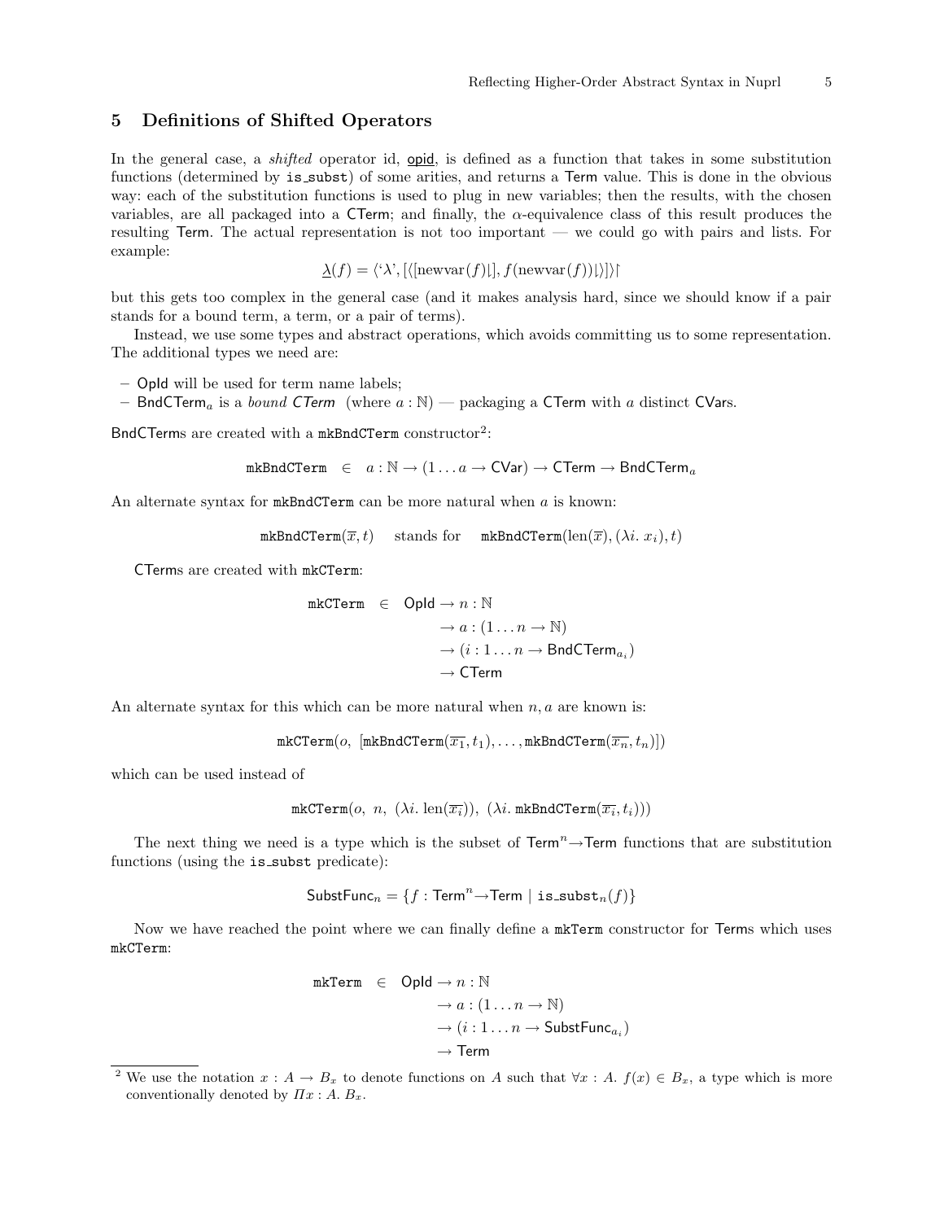## 5 Definitions of Shifted Operators

In the general case, a *shifted* operator id, $\underline{\text{opid}}$, is defined as a function that takes in some substitution functions (determined by `is_subst`) of some arities, and returns a Term value. This is done in the obvious way: each of the substitution functions is used to plug in new variables; then the results, with the chosen variables, are all packaged into a CTerm; and finally, the $\alpha$-equivalence class of this result produces the resulting Term. The actual representation is not too important — we could go with pairs and lists. For example:

$$\underline{\lambda}(f) = \langle \text{`}\lambda\text{'}, [\langle[\text{newvar}(f)\rfloor], f(\text{newvar}(f))\rfloor\rangle]\rangle\upharpoonright$$

but this gets too complex in the general case (and it makes analysis hard, since we should know if a pair stands for a bound term, a term, or a pair of terms).

Instead, we use some types and abstract operations, which avoids committing us to some representation. The additional types we need are:

- OpId will be used for term name labels;
- $\mathsf{BndCTerm}_a$ is a *bound CTerm* (where $a : \mathbb{N}$) — packaging a CTerm with $a$ distinct CVars.

BndCTerms are created with a `mkBndCTerm` constructor[2]:

$$\texttt{mkBndCTerm} \in a : \mathbb{N} \rightarrow (1 \ldots a \rightarrow \mathsf{CVar}) \rightarrow \mathsf{CTerm} \rightarrow \mathsf{BndCTerm}_a$$

An alternate syntax for `mkBndCTerm` can be more natural when $a$ is known:

$$\texttt{mkBndCTerm}(\overline{x}, t) \quad \text{stands for} \quad \texttt{mkBndCTerm}(\text{len}(\overline{x}), (\lambda i.\ x_i), t)$$

CTerms are created with `mkCTerm`:

$$\begin{aligned}\texttt{mkCTerm} \in \mathsf{OpId} &\rightarrow n : \mathbb{N} \\ &\rightarrow a : (1 \ldots n \rightarrow \mathbb{N}) \\ &\rightarrow (i : 1 \ldots n \rightarrow \mathsf{BndCTerm}_{a_i}) \\ &\rightarrow \mathsf{CTerm}\end{aligned}$$

An alternate syntax for this which can be more natural when $n, a$ are known is:

$$\texttt{mkCTerm}(o,\ [\texttt{mkBndCTerm}(\overline{x_1}, t_1), \ldots, \texttt{mkBndCTerm}(\overline{x_n}, t_n)])$$

which can be used instead of

$$\texttt{mkCTerm}(o,\ n,\ (\lambda i.\ \text{len}(\overline{x_i})),\ (\lambda i.\ \texttt{mkBndCTerm}(\overline{x_i}, t_i)))$$

The next thing we need is a type which is the subset of $\mathsf{Term}^n \rightarrow \mathsf{Term}$ functions that are substitution functions (using the `is_subst` predicate):

$$\mathsf{SubstFunc}_n = \{f : \mathsf{Term}^n \rightarrow \mathsf{Term} \mid \texttt{is\_subst}_n(f)\}$$

Now we have reached the point where we can finally define a `mkTerm` constructor for Terms which uses `mkCTerm`:

$$\begin{aligned}\texttt{mkTerm} \in \mathsf{OpId} &\rightarrow n : \mathbb{N} \\ &\rightarrow a : (1 \ldots n \rightarrow \mathbb{N}) \\ &\rightarrow (i : 1 \ldots n \rightarrow \mathsf{SubstFunc}_{a_i}) \\ &\rightarrow \mathsf{Term}\end{aligned}$$

[2] We use the notation $x : A \rightarrow B_x$ to denote functions on $A$ such that $\forall x : A.\ f(x) \in B_x$, a type which is more conventionally denoted by $\Pi x : A.\ B_x$.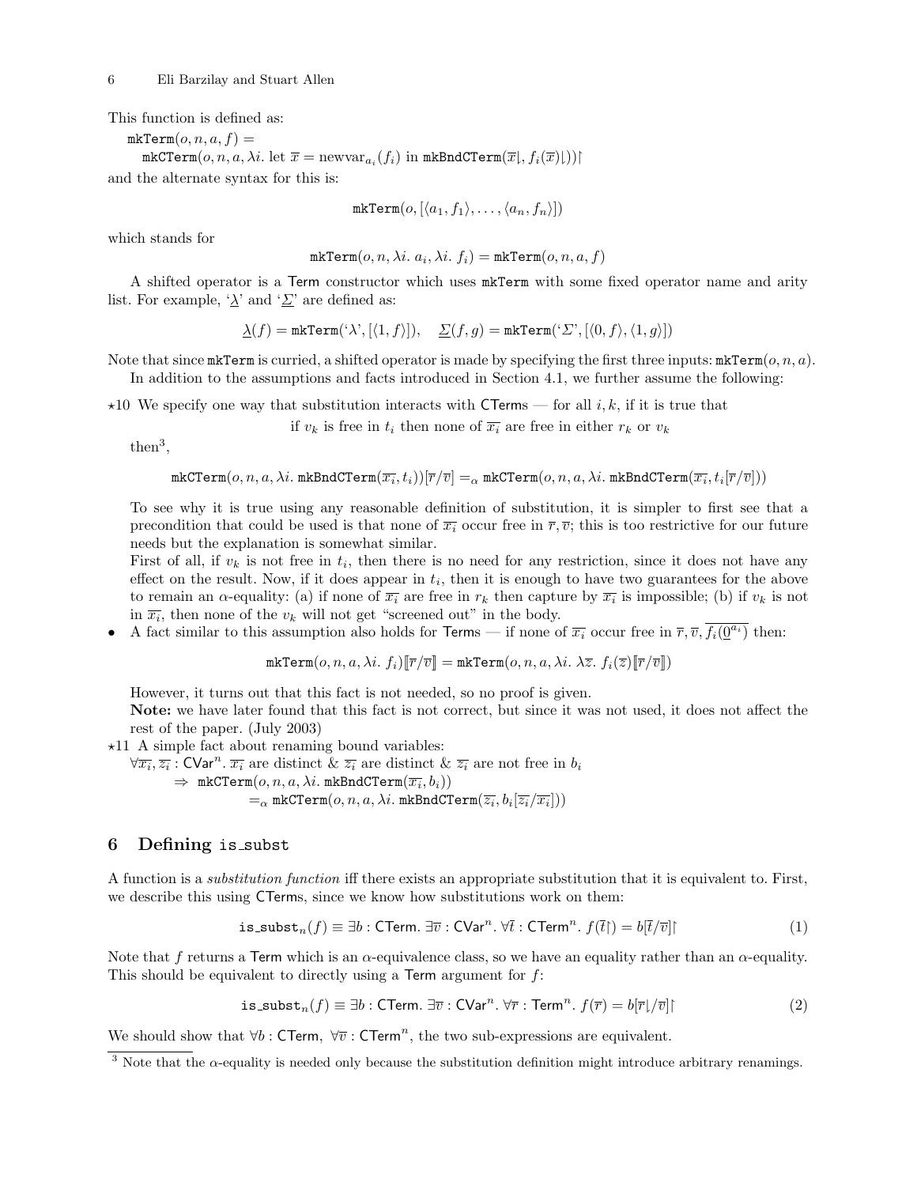This function is defined as:

$\texttt{mkTerm}(o, n, a, f) =$
$\quad \texttt{mkCTerm}(o, n, a, \lambda i.\ \text{let } \overline{x} = \text{newvar}_{a_i}(f_i) \text{ in } \texttt{mkBndCTerm}(\overline{x}\!\downharpoonleft, f_i(\overline{x})\!\downharpoonleft))\!\upharpoonleft$

and the alternate syntax for this is:

$$\texttt{mkTerm}(o, [\langle a_1, f_1\rangle, \ldots, \langle a_n, f_n\rangle])$$

which stands for

$$\texttt{mkTerm}(o, n, \lambda i.\ a_i, \lambda i.\ f_i) = \texttt{mkTerm}(o, n, a, f)$$

A shifted operator is a Term constructor which uses mkTerm with some fixed operator name and arity list. For example, '$\underline{\lambda}$' and '$\underline{\Sigma}$' are defined as:

$$\underline{\lambda}(f) = \texttt{mkTerm}(\text{'}\lambda\text{'}, [\langle 1, f\rangle]), \quad \underline{\Sigma}(f, g) = \texttt{mkTerm}(\text{'}\Sigma\text{'}, [\langle 0, f\rangle, \langle 1, g\rangle])$$

Note that since mkTerm is curried, a shifted operator is made by specifying the first three inputs: $\texttt{mkTerm}(o, n, a)$.

In addition to the assumptions and facts introduced in Section 4.1, we further assume the following:

⋆10 We specify one way that substitution interacts with CTerms — for all $i, k$, if it is true that

if $v_k$ is free in $t_i$ then none of $\overline{x_i}$ are free in either $r_k$ or $v_k$

then[3],

$$\texttt{mkCTerm}(o, n, a, \lambda i.\ \texttt{mkBndCTerm}(\overline{x_i}, t_i))[\overline{r}/\overline{v}] =_\alpha \texttt{mkCTerm}(o, n, a, \lambda i.\ \texttt{mkBndCTerm}(\overline{x_i}, t_i[\overline{r}/\overline{v}]))$$

To see why it is true using any reasonable definition of substitution, it is simpler to first see that a precondition that could be used is that none of $\overline{x_i}$ occur free in $\overline{r}, \overline{v}$; this is too restrictive for our future needs but the explanation is somewhat similar.

First of all, if $v_k$ is not free in $t_i$, then there is no need for any restriction, since it does not have any effect on the result. Now, if it does appear in $t_i$, then it is enough to have two guarantees for the above to remain an $\alpha$-equality: (a) if none of $\overline{x_i}$ are free in $r_k$ then capture by $\overline{x_i}$ is impossible; (b) if $v_k$ is not in $\overline{x_i}$, then none of the $v_k$ will not get "screened out" in the body.

• A fact similar to this assumption also holds for Terms — if none of $\overline{x_i}$ occur free in $\overline{r}, \overline{v}, \overline{f_i(\underline{0}^{a_i})}$ then:

$$\texttt{mkTerm}(o, n, a, \lambda i.\ f_i)[\![\overline{r}/\overline{v}]\!] = \texttt{mkTerm}(o, n, a, \lambda i.\ \lambda \overline{z}.\ f_i(\overline{z})[\![\overline{r}/\overline{v}]\!])$$

However, it turns out that this fact is not needed, so no proof is given.

**Note:** we have later found that this fact is not correct, but since it was not used, it does not affect the rest of the paper. (July 2003)

⋆11 A simple fact about renaming bound variables:

$\forall \overline{x_i}, \overline{z_i} : \mathsf{CVar}^n.\ \overline{x_i}$ are distinct & $\overline{z_i}$ are distinct & $\overline{z_i}$ are not free in $b_i$
$\quad \Rightarrow\ \texttt{mkCTerm}(o, n, a, \lambda i.\ \texttt{mkBndCTerm}(\overline{x_i}, b_i))$
$\quad\quad =_\alpha \texttt{mkCTerm}(o, n, a, \lambda i.\ \texttt{mkBndCTerm}(\overline{z_i}, b_i[\overline{z_i}/\overline{x_i}]))$

## 6 Defining is_subst

A function is a *substitution function* iff there exists an appropriate substitution that it is equivalent to. First, we describe this using CTerms, since we know how substitutions work on them:

$$\texttt{is\_subst}_n(f) \equiv \exists b : \mathsf{CTerm}.\ \exists \overline{v} : \mathsf{CVar}^n.\ \forall \overline{t} : \mathsf{CTerm}^n.\ f(\overline{t}\!\upharpoonleft) = b[\overline{t}/\overline{v}]\!\upharpoonleft \tag{1}$$

Note that $f$ returns a Term which is an $\alpha$-equivalence class, so we have an equality rather than an $\alpha$-equality. This should be equivalent to directly using a Term argument for $f$:

$$\texttt{is\_subst}_n(f) \equiv \exists b : \mathsf{CTerm}.\ \exists \overline{v} : \mathsf{CVar}^n.\ \forall \overline{r} : \mathsf{Term}^n.\ f(\overline{r}) = b[\overline{r}\!\downharpoonleft/\overline{v}]\!\upharpoonleft \tag{2}$$

We should show that $\forall b : \mathsf{CTerm},\ \forall \overline{v} : \mathsf{CTerm}^n$, the two sub-expressions are equivalent.

[3] Note that the $\alpha$-equality is needed only because the substitution definition might introduce arbitrary renamings.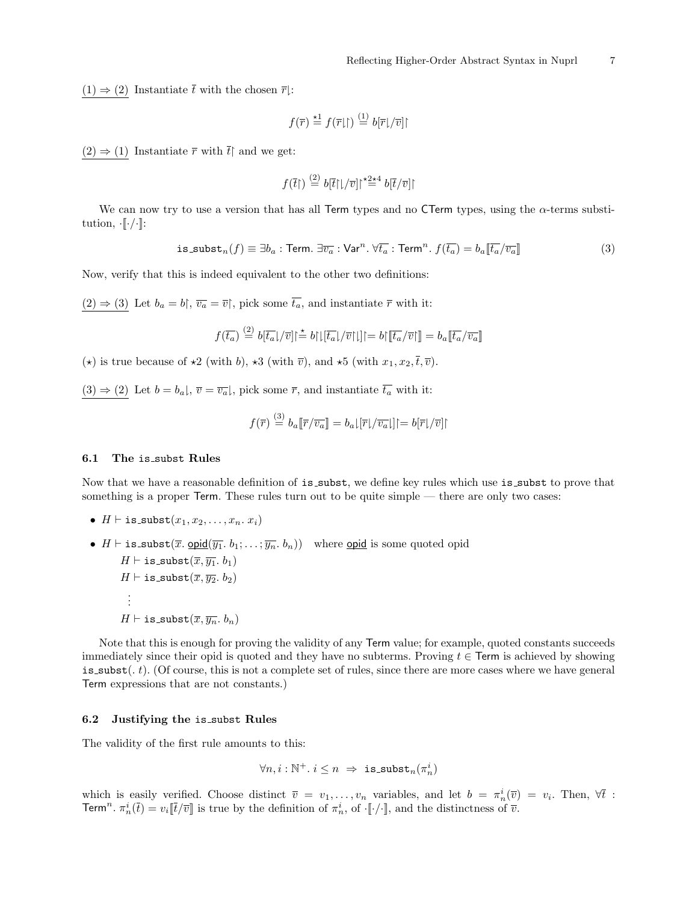$\underline{(1) \Rightarrow (2)}$ Instantiate $\bar{t}$ with the chosen $\bar{r}\!\downharpoonleft$:

$$f(\bar{r}) \overset{\star 1}{=} f(\bar{r}\!\downharpoonleft\!\upharpoonleft) \overset{(1)}{=} b[\bar{r}\!\downharpoonleft/\bar{v}]\!\upharpoonleft$$

$\underline{(2) \Rightarrow (1)}$ Instantiate $\bar{r}$ with $\bar{t}\!\upharpoonleft$ and we get:

$$f(\bar{t}\!\upharpoonleft) \overset{(2)}{=} b[\bar{t}\!\upharpoonleft\!\downharpoonleft/\bar{v}]\!\upharpoonleft \overset{\star 2 \star 4}{=} b[\bar{t}/\bar{v}]\!\upharpoonleft$$

We can now try to use a version that has all Term types and no CTerm types, using the $\alpha$-terms substitution, $\cdot[\![\cdot/\cdot]\!]$:

$$\texttt{is\_subst}_n(f) \equiv \exists b_a : \mathsf{Term}.\ \exists \overline{v_a} : \mathsf{Var}^n.\ \forall \overline{t_a} : \mathsf{Term}^n.\ f(\overline{t_a}) = b_a[\![\overline{t_a}/\overline{v_a}]\!] \qquad (3)$$

Now, verify that this is indeed equivalent to the other two definitions:

$\underline{(2) \Rightarrow (3)}$ Let $b_a = b\!\upharpoonleft$, $\overline{v_a} = \bar{v}\!\upharpoonleft$, pick some $\overline{t_a}$, and instantiate $\bar{r}$ with it:

$$f(\overline{t_a}) \overset{(2)}{=} b[\overline{t_a}\!\downharpoonleft/\bar{v}]\!\upharpoonleft \overset{\star}{=} b\!\upharpoonleft\!\downharpoonleft[\overline{t_a}\!\downharpoonleft/\bar{v}\!\upharpoonleft\!\downharpoonleft]\!\upharpoonleft = b\!\upharpoonleft[\![\overline{t_a}/\bar{v}\!\upharpoonleft]\!] = b_a[\![\overline{t_a}/\overline{v_a}]\!]$$

$(\star)$ is true because of $\star 2$ (with $b$), $\star 3$ (with $\bar{v}$), and $\star 5$ (with $x_1, x_2, \bar{t}, \bar{v}$).

$\underline{(3) \Rightarrow (2)}$ Let $b = b_a\!\downharpoonleft$, $\bar{v} = \overline{v_a}\!\downharpoonleft$, pick some $\bar{r}$, and instantiate $\overline{t_a}$ with it:

$$f(\bar{r}) \overset{(3)}{=} b_a[\![\bar{r}/\overline{v_a}]\!] = b_a\!\downharpoonleft[\bar{r}\!\downharpoonleft/\overline{v_a}\!\downharpoonleft]\!\upharpoonleft = b[\bar{r}\!\downharpoonleft/\bar{v}]\!\upharpoonleft$$

### 6.1 The is_subst Rules

Now that we have a reasonable definition of is_subst, we define key rules which use is_subst to prove that something is a proper Term. These rules turn out to be quite simple — there are only two cases:

- $H \vdash \texttt{is\_subst}(x_1, x_2, \ldots, x_n.\ x_i)$
- $H \vdash \texttt{is\_subst}(\bar{x}.\ \underline{\mathsf{opid}}(\overline{y_1}.\ b_1; \ldots; \overline{y_n}.\ b_n))$ where $\underline{\mathsf{opid}}$ is some quoted opid
  
  $H \vdash \texttt{is\_subst}(\bar{x}, \overline{y_1}.\ b_1)$
  
  $H \vdash \texttt{is\_subst}(\bar{x}, \overline{y_2}.\ b_2)$
  
  $\vdots$
  
  $H \vdash \texttt{is\_subst}(\bar{x}, \overline{y_n}.\ b_n)$

Note that this is enough for proving the validity of any Term value; for example, quoted constants succeeds immediately since their opid is quoted and they have no subterms. Proving $t \in \mathsf{Term}$ is achieved by showing $\texttt{is\_subst}(.\ t)$. (Of course, this is not a complete set of rules, since there are more cases where we have general Term expressions that are not constants.)

### 6.2 Justifying the is_subst Rules

The validity of the first rule amounts to this:

$$\forall n, i : \mathbb{N}^+.\ i \leq n \ \Rightarrow\ \texttt{is\_subst}_n(\pi_n^i)$$

which is easily verified. Choose distinct $\bar{v} = v_1, \ldots, v_n$ variables, and let $b = \pi_n^i(\bar{v}) = v_i$. Then, $\forall \bar{t} : \mathsf{Term}^n.\ \pi_n^i(\bar{t}) = v_i[\![\bar{t}/\bar{v}]\!]$ is true by the definition of $\pi_n^i$, of $\cdot[\![\cdot/\cdot]\!]$, and the distinctness of $\bar{v}$.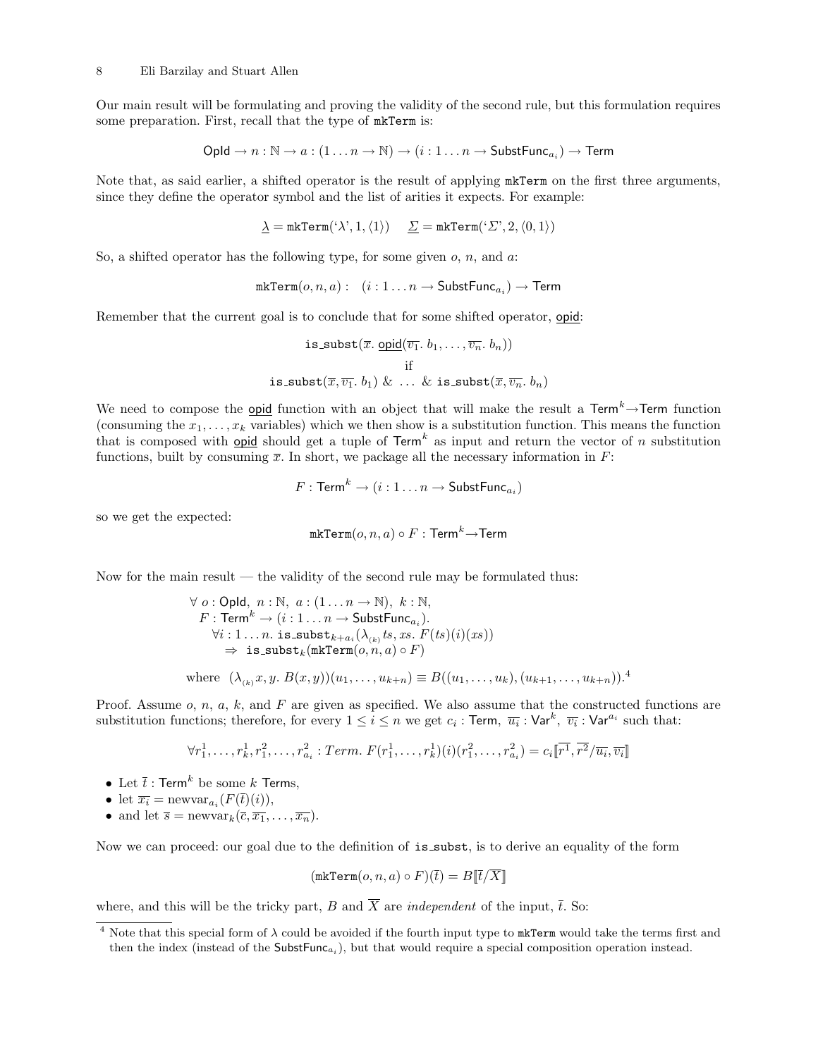Our main result will be formulating and proving the validity of the second rule, but this formulation requires some preparation. First, recall that the type of `mkTerm` is:

$$\mathsf{OpId} \to n : \mathbb{N} \to a : (1 \ldots n \to \mathbb{N}) \to (i : 1 \ldots n \to \mathsf{SubstFunc}_{a_i}) \to \mathsf{Term}$$

Note that, as said earlier, a shifted operator is the result of applying `mkTerm` on the first three arguments, since they define the operator symbol and the list of arities it expects. For example:

$$\underline{\lambda} = \texttt{mkTerm}(\text{`}\lambda\text{'}, 1, \langle 1 \rangle) \qquad \underline{\Sigma} = \texttt{mkTerm}(\text{`}\Sigma\text{'}, 2, \langle 0, 1 \rangle)$$

So, a shifted operator has the following type, for some given $o$, $n$, and $a$:

$$\texttt{mkTerm}(o, n, a) : \quad (i : 1 \ldots n \to \mathsf{SubstFunc}_{a_i}) \to \mathsf{Term}$$

Remember that the current goal is to conclude that for some shifted operator, $\underline{\text{opid}}$:

$$\texttt{is\_subst}(\overline{x}.\ \underline{\text{opid}}(\overline{v_1}.\ b_1, \ldots, \overline{v_n}.\ b_n))$$
$$\text{if}$$
$$\texttt{is\_subst}(\overline{x}, \overline{v_1}.\ b_1)\ \&\ \ldots\ \&\ \texttt{is\_subst}(\overline{x}, \overline{v_n}.\ b_n)$$

We need to compose the $\underline{\text{opid}}$ function with an object that will make the result a $\mathsf{Term}^k \to \mathsf{Term}$ function (consuming the $x_1, \ldots, x_k$ variables) which we then show is a substitution function. This means the function that is composed with $\underline{\text{opid}}$ should get a tuple of $\mathsf{Term}^k$ as input and return the vector of $n$ substitution functions, built by consuming $\overline{x}$. In short, we package all the necessary information in $F$:

$$F : \mathsf{Term}^k \to (i : 1 \ldots n \to \mathsf{SubstFunc}_{a_i})$$

so we get the expected:

$$\texttt{mkTerm}(o, n, a) \circ F : \mathsf{Term}^k \to \mathsf{Term}$$

Now for the main result — the validity of the second rule may be formulated thus:

$$\begin{array}{l}
\forall\ o : \mathsf{OpId},\ n : \mathbb{N},\ a : (1 \ldots n \to \mathbb{N}),\ k : \mathbb{N}, \\
\quad F : \mathsf{Term}^k \to (i : 1 \ldots n \to \mathsf{SubstFunc}_{a_i}). \\
\quad\quad \forall i : 1 \ldots n.\ \texttt{is\_subst}_{k+a_i}(\lambda_{(k)} ts, xs.\ F(ts)(i)(xs)) \\
\quad\quad\quad \Rightarrow\ \texttt{is\_subst}_k(\texttt{mkTerm}(o, n, a) \circ F)
\end{array}$$

$$\text{where}\quad (\lambda_{(k)} x, y.\ B(x, y))(u_1, \ldots, u_{k+n}) \equiv B((u_1, \ldots, u_k), (u_{k+1}, \ldots, u_{k+n})).^4$$

Proof. Assume $o$, $n$, $a$, $k$, and $F$ are given as specified. We also assume that the constructed functions are substitution functions; therefore, for every $1 \le i \le n$ we get $c_i : \mathsf{Term}$, $\overline{u_i} : \mathsf{Var}^k$, $\overline{v_i} : \mathsf{Var}^{a_i}$ such that:

$$\forall r^1_1, \ldots, r^1_k, r^2_1, \ldots, r^2_{a_i} : Term.\ F(r^1_1, \ldots, r^1_k)(i)(r^2_1, \ldots, r^2_{a_i}) = c_i[\![\overline{r^1}, \overline{r^2} / \overline{u_i}, \overline{v_i}]\!]$$

- Let $\overline{t} : \mathsf{Term}^k$ be some $k$ Terms,
- let $\overline{x_i} = \text{newvar}_{a_i}(F(\overline{t})(i))$,
- and let $\overline{s} = \text{newvar}_k(\overline{c}, \overline{x_1}, \ldots, \overline{x_n})$.

Now we can proceed: our goal due to the definition of `is_subst`, is to derive an equality of the form

$$(\texttt{mkTerm}(o, n, a) \circ F)(\overline{t}) = B[\![\overline{t}/\overline{X}]\!]$$

where, and this will be the tricky part, $B$ and $\overline{X}$ are *independent* of the input, $\overline{t}$. So:

---

[4] Note that this special form of $\lambda$ could be avoided if the fourth input type to `mkTerm` would take the terms first and then the index (instead of the $\mathsf{SubstFunc}_{a_i}$), but that would require a special composition operation instead.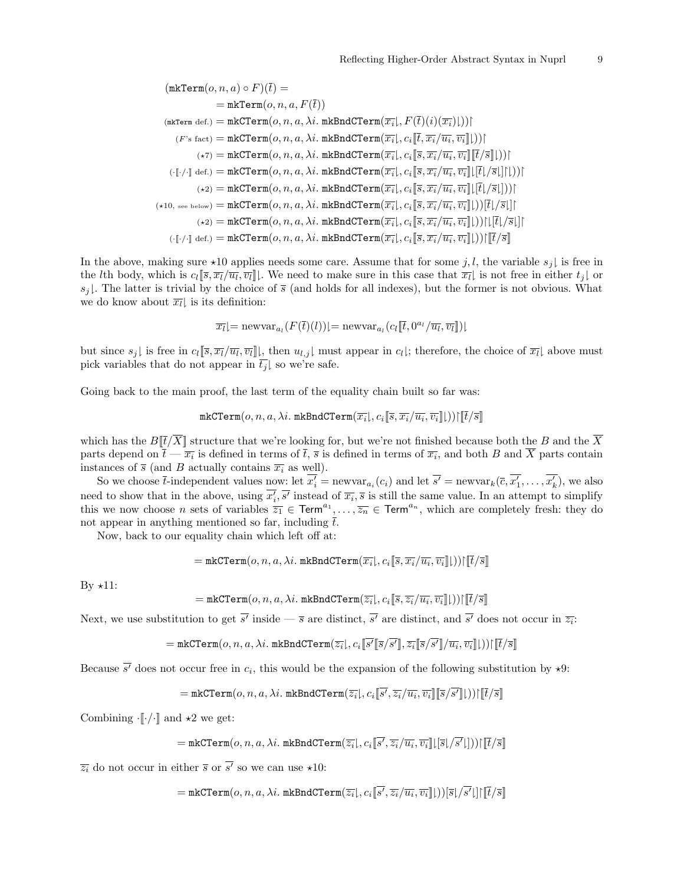$$
\begin{aligned}
(\texttt{mkTerm}(o,n,a) \circ F)(\overline{t}) &= \\
&= \texttt{mkTerm}(o,n,a,F(\overline{t})) \\
{\scriptstyle (\texttt{mkTerm}\text{ def.})} &= \texttt{mkCTerm}(o,n,a,\lambda i.\ \texttt{mkBndCTerm}(\overline{x_i}\lfloor, F(\overline{t})(i)(\overline{x_i})\lfloor))\lceil \\
{\scriptstyle (F\text{'s fact})} &= \texttt{mkCTerm}(o,n,a,\lambda i.\ \texttt{mkBndCTerm}(\overline{x_i}\lfloor, c_i[\![\overline{t}, \overline{x_i}/\overline{u_i}, \overline{v_i}]\!]\lfloor))\lceil \\
{\scriptstyle (\star 7)} &= \texttt{mkCTerm}(o,n,a,\lambda i.\ \texttt{mkBndCTerm}(\overline{x_i}\lfloor, c_i[\![\overline{s}, \overline{x_i}/\overline{u_i}, \overline{v_i}]\!][\![\overline{t}/\overline{s}]\!]\lfloor))\lceil \\
{\scriptstyle (\cdot[\![\cdot/\cdot]\!]\text{ def.})} &= \texttt{mkCTerm}(o,n,a,\lambda i.\ \texttt{mkBndCTerm}(\overline{x_i}\lfloor, c_i[\![\overline{s}, \overline{x_i}/\overline{u_i}, \overline{v_i}]\!]\lfloor[\overline{t}\lfloor/\overline{s}\lfloor]\lceil\lfloor))\lceil \\
{\scriptstyle (\star 2)} &= \texttt{mkCTerm}(o,n,a,\lambda i.\ \texttt{mkBndCTerm}(\overline{x_i}\lfloor, c_i[\![\overline{s}, \overline{x_i}/\overline{u_i}, \overline{v_i}]\!]\lfloor[\overline{t}\lfloor/\overline{s}\lfloor]))\lceil \\
{\scriptstyle (\star 10,\text{ see below})} &= \texttt{mkCTerm}(o,n,a,\lambda i.\ \texttt{mkBndCTerm}(\overline{x_i}\lfloor, c_i[\![\overline{s}, \overline{x_i}/\overline{u_i}, \overline{v_i}]\!]\lfloor))[\overline{t}\lfloor/\overline{s}\lfloor]\lceil \\
{\scriptstyle (\star 2)} &= \texttt{mkCTerm}(o,n,a,\lambda i.\ \texttt{mkBndCTerm}(\overline{x_i}\lfloor, c_i[\![\overline{s}, \overline{x_i}/\overline{u_i}, \overline{v_i}]\!]\lfloor))\lceil\lfloor[\overline{t}\lfloor/\overline{s}\lfloor]\lceil \\
{\scriptstyle (\cdot[\![\cdot/\cdot]\!]\text{ def.})} &= \texttt{mkCTerm}(o,n,a,\lambda i.\ \texttt{mkBndCTerm}(\overline{x_i}\lfloor, c_i[\![\overline{s}, \overline{x_i}/\overline{u_i}, \overline{v_i}]\!]\lfloor))\lceil[\![\overline{t}/\overline{s}]\!]
\end{aligned}
$$

In the above, making sure $\star 10$ applies needs some care. Assume that for some $j, l$, the variable $s_j\lfloor$ is free in the $l$th body, which is $c_l[\![\overline{s}, \overline{x_l}/\overline{u_l}, \overline{v_l}]\!]\lfloor$. We need to make sure in this case that $\overline{x_l}\lfloor$ is not free in either $t_j\lfloor$ or $s_j\lfloor$. The latter is trivial by the choice of $\overline{s}$ (and holds for all indexes), but the former is not obvious. What we do know about $\overline{x_l}\lfloor$ is its definition:

$$\overline{x_l}\lfloor = \text{newvar}_{a_l}(F(\overline{t})(l))\lfloor = \text{newvar}_{a_l}(c_l[\![\overline{t}, 0^{a_l}/\overline{u_l}, \overline{v_l}]\!])\lfloor$$

but since $s_j\lfloor$ is free in $c_l[\![\overline{s}, \overline{x_l}/\overline{u_l}, \overline{v_l}]\!]\lfloor$, then $u_{l,j}\lfloor$ must appear in $c_l\lfloor$; therefore, the choice of $\overline{x_l}\lfloor$ above must pick variables that do not appear in $\overline{t_j}\lfloor$ so we're safe.

Going back to the main proof, the last term of the equality chain built so far was:

$$\texttt{mkCTerm}(o,n,a,\lambda i.\ \texttt{mkBndCTerm}(\overline{x_i}\lfloor, c_i[\![\overline{s}, \overline{x_i}/\overline{u_i}, \overline{v_i}]\!]\lfloor))\lceil[\![\overline{t}/\overline{s}]\!]$$

which has the $B[\![\overline{t}/\overline{X}]\!]$ structure that we're looking for, but we're not finished because both the $B$ and the $\overline{X}$ parts depend on $\overline{t}$ — $\overline{x_i}$ is defined in terms of $\overline{t}$, $\overline{s}$ is defined in terms of $\overline{x_i}$, and both $B$ and $\overline{X}$ parts contain instances of $\overline{s}$ (and $B$ actually contains $\overline{x_i}$ as well).

So we choose $\overline{t}$-independent values now: let $\overline{x'_i} = \text{newvar}_{a_i}(c_i)$ and let $\overline{s'} = \text{newvar}_k(\overline{c}, \overline{x'_1}, \ldots, \overline{x'_k})$, we also need to show that in the above, using $\overline{x'_i}, \overline{s'}$ instead of $\overline{x_i}, \overline{s}$ is still the same value. In an attempt to simplify this we now choose $n$ sets of variables $\overline{z_1} \in \mathsf{Term}^{a_1}, \ldots, \overline{z_n} \in \mathsf{Term}^{a_n}$, which are completely fresh: they do not appear in anything mentioned so far, including $\overline{t}$.

Now, back to our equality chain which left off at:

$$= \texttt{mkCTerm}(o,n,a,\lambda i.\ \texttt{mkBndCTerm}(\overline{x_i}\lfloor, c_i[\![\overline{s}, \overline{x_i}/\overline{u_i}, \overline{v_i}]\!]\lfloor))\lceil[\![\overline{t}/\overline{s}]\!]$$

By $\star 11$:

$$= \texttt{mkCTerm}(o,n,a,\lambda i.\ \texttt{mkBndCTerm}(\overline{z_i}\lfloor, c_i[\![\overline{s}, \overline{z_i}/\overline{u_i}, \overline{v_i}]\!]\lfloor))\lceil[\![\overline{t}/\overline{s}]\!]$$

Next, we use substitution to get $\overline{s'}$ inside — $\overline{s}$ are distinct, $\overline{s'}$ are distinct, and $\overline{s'}$ does not occur in $\overline{z_i}$:

$$= \texttt{mkCTerm}(o,n,a,\lambda i.\ \texttt{mkBndCTerm}(\overline{z_i}\lfloor, c_i[\![\overline{s'}[\![\overline{s}/\overline{s'}]\!], \overline{z_i}[\![\overline{s}/\overline{s'}]\!]/\overline{u_i}, \overline{v_i}]\!]\lfloor))\lceil[\![\overline{t}/\overline{s}]\!]$$

Because $\overline{s'}$ does not occur free in $c_i$, this would be the expansion of the following substitution by $\star 9$:

$$= \texttt{mkCTerm}(o,n,a,\lambda i.\ \texttt{mkBndCTerm}(\overline{z_i}\lfloor, c_i[\![\overline{s'}, \overline{z_i}/\overline{u_i}, \overline{v_i}]\!][\![\overline{s}/\overline{s'}]\!]\lfloor))\lceil[\![\overline{t}/\overline{s}]\!]$$

Combining $\cdot[\![\cdot/\cdot]\!]$ and $\star 2$ we get:

$$= \texttt{mkCTerm}(o,n,a,\lambda i.\ \texttt{mkBndCTerm}(\overline{z_i}\lfloor, c_i[\![\overline{s'}, \overline{z_i}/\overline{u_i}, \overline{v_i}]\!]\lfloor[\overline{s}\lfloor/\overline{s'}\lfloor]))\lceil[\![\overline{t}/\overline{s}]\!]$$

$\overline{z_i}$ do not occur in either $\overline{s}$ or $\overline{s'}$ so we can use $\star 10$:

$$= \texttt{mkCTerm}(o,n,a,\lambda i.\ \texttt{mkBndCTerm}(\overline{z_i}\lfloor, c_i[\![\overline{s'}, \overline{z_i}/\overline{u_i}, \overline{v_i}]\!]\lfloor))[\overline{s}\lfloor/\overline{s'}\lfloor]\lceil[\![\overline{t}/\overline{s}]\!]$$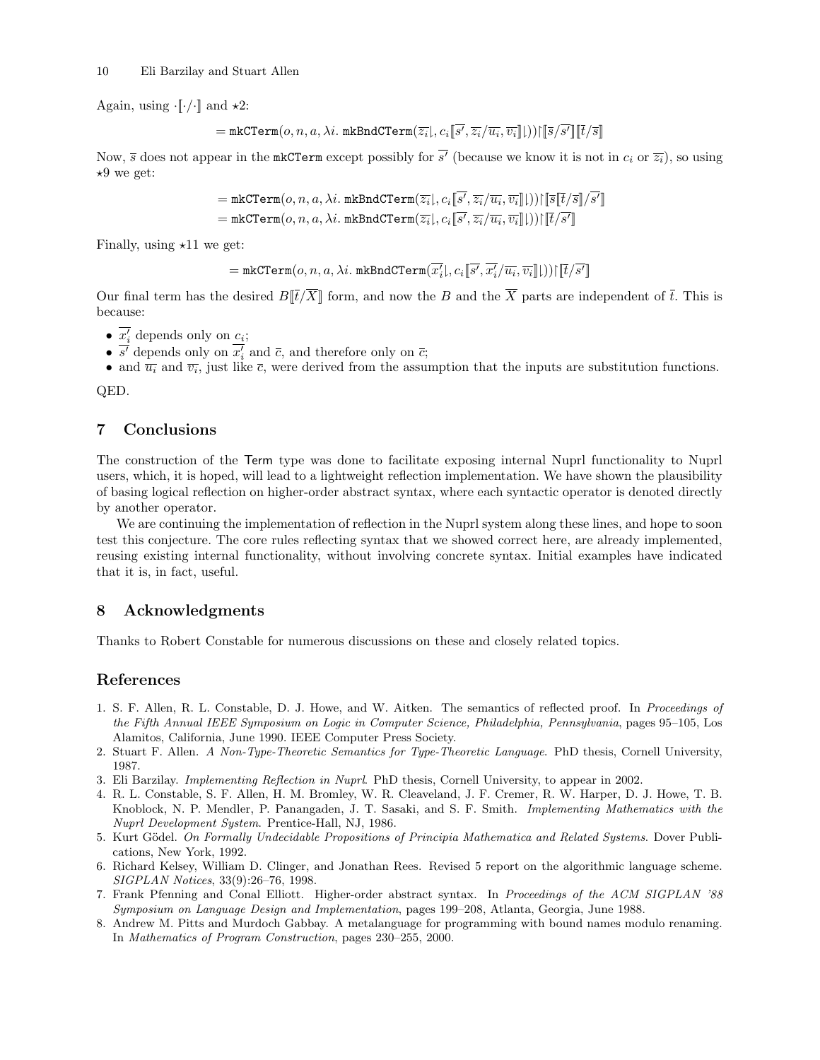Again, using $\cdot[\![\cdot/\cdot]\!]$ and $\star 2$:

$$= \texttt{mkCTerm}(o, n, a, \lambda i.\ \texttt{mkBndCTerm}(\overline{z_i}\lfloor, c_i[\![\overline{s'}, \overline{z_i}/\overline{u_i}, \overline{v_i}]\!]\rfloor))\lceil[\![\overline{s}/\overline{s'}]\!][\![\overline{t}/\overline{s}]\!]$$

Now, $\overline{s}$ does not appear in the mkCTerm except possibly for $\overline{s'}$ (because we know it is not in $c_i$ or $\overline{z_i}$), so using $\star 9$ we get:

$$= \texttt{mkCTerm}(o, n, a, \lambda i.\ \texttt{mkBndCTerm}(\overline{z_i}\lfloor, c_i[\![\overline{s'}, \overline{z_i}/\overline{u_i}, \overline{v_i}]\!]\rfloor))\lceil[\![\overline{s}[\![\overline{t}/\overline{s}]\!]/\overline{s'}]\!]$$
$$= \texttt{mkCTerm}(o, n, a, \lambda i.\ \texttt{mkBndCTerm}(\overline{z_i}\lfloor, c_i[\![\overline{s'}, \overline{z_i}/\overline{u_i}, \overline{v_i}]\!]\rfloor))\lceil[\![\overline{t}/\overline{s'}]\!]$$

Finally, using $\star 11$ we get:

$$= \texttt{mkCTerm}(o, n, a, \lambda i.\ \texttt{mkBndCTerm}(\overline{x'_i}\lfloor, c_i[\![\overline{s'}, \overline{x'_i}/\overline{u_i}, \overline{v_i}]\!]\rfloor))\lceil[\![\overline{t}/\overline{s'}]\!]$$

Our final term has the desired $B[\![\overline{t}/\overline{X}]\!]$ form, and now the $B$ and the $\overline{X}$ parts are independent of $\overline{t}$. This is because:

- $\overline{x'_i}$ depends only on $c_i$;
- $\overline{s'}$ depends only on $\overline{x'_i}$ and $\overline{c}$, and therefore only on $\overline{c}$;
- and $\overline{u_i}$ and $\overline{v_i}$, just like $\overline{c}$, were derived from the assumption that the inputs are substitution functions.

QED.

## 7 Conclusions

The construction of the Term type was done to facilitate exposing internal Nuprl functionality to Nuprl users, which, it is hoped, will lead to a lightweight reflection implementation. We have shown the plausibility of basing logical reflection on higher-order abstract syntax, where each syntactic operator is denoted directly by another operator.

We are continuing the implementation of reflection in the Nuprl system along these lines, and hope to soon test this conjecture. The core rules reflecting syntax that we showed correct here, are already implemented, reusing existing internal functionality, without involving concrete syntax. Initial examples have indicated that it is, in fact, useful.

## 8 Acknowledgments

Thanks to Robert Constable for numerous discussions on these and closely related topics.

## References

1. S. F. Allen, R. L. Constable, D. J. Howe, and W. Aitken. The semantics of reflected proof. In *Proceedings of the Fifth Annual IEEE Symposium on Logic in Computer Science, Philadelphia, Pennsylvania*, pages 95–105, Los Alamitos, California, June 1990. IEEE Computer Press Society.
2. Stuart F. Allen. *A Non-Type-Theoretic Semantics for Type-Theoretic Language.* PhD thesis, Cornell University, 1987.
3. Eli Barzilay. *Implementing Reflection in Nuprl.* PhD thesis, Cornell University, to appear in 2002.
4. R. L. Constable, S. F. Allen, H. M. Bromley, W. R. Cleaveland, J. F. Cremer, R. W. Harper, D. J. Howe, T. B. Knoblock, N. P. Mendler, P. Panangaden, J. T. Sasaki, and S. F. Smith. *Implementing Mathematics with the Nuprl Development System.* Prentice-Hall, NJ, 1986.
5. Kurt Gödel. *On Formally Undecidable Propositions of Principia Mathematica and Related Systems.* Dover Publications, New York, 1992.
6. Richard Kelsey, William D. Clinger, and Jonathan Rees. Revised 5 report on the algorithmic language scheme. *SIGPLAN Notices*, 33(9):26–76, 1998.
7. Frank Pfenning and Conal Elliott. Higher-order abstract syntax. In *Proceedings of the ACM SIGPLAN '88 Symposium on Language Design and Implementation*, pages 199–208, Atlanta, Georgia, June 1988.
8. Andrew M. Pitts and Murdoch Gabbay. A metalanguage for programming with bound names modulo renaming. In *Mathematics of Program Construction*, pages 230–255, 2000.